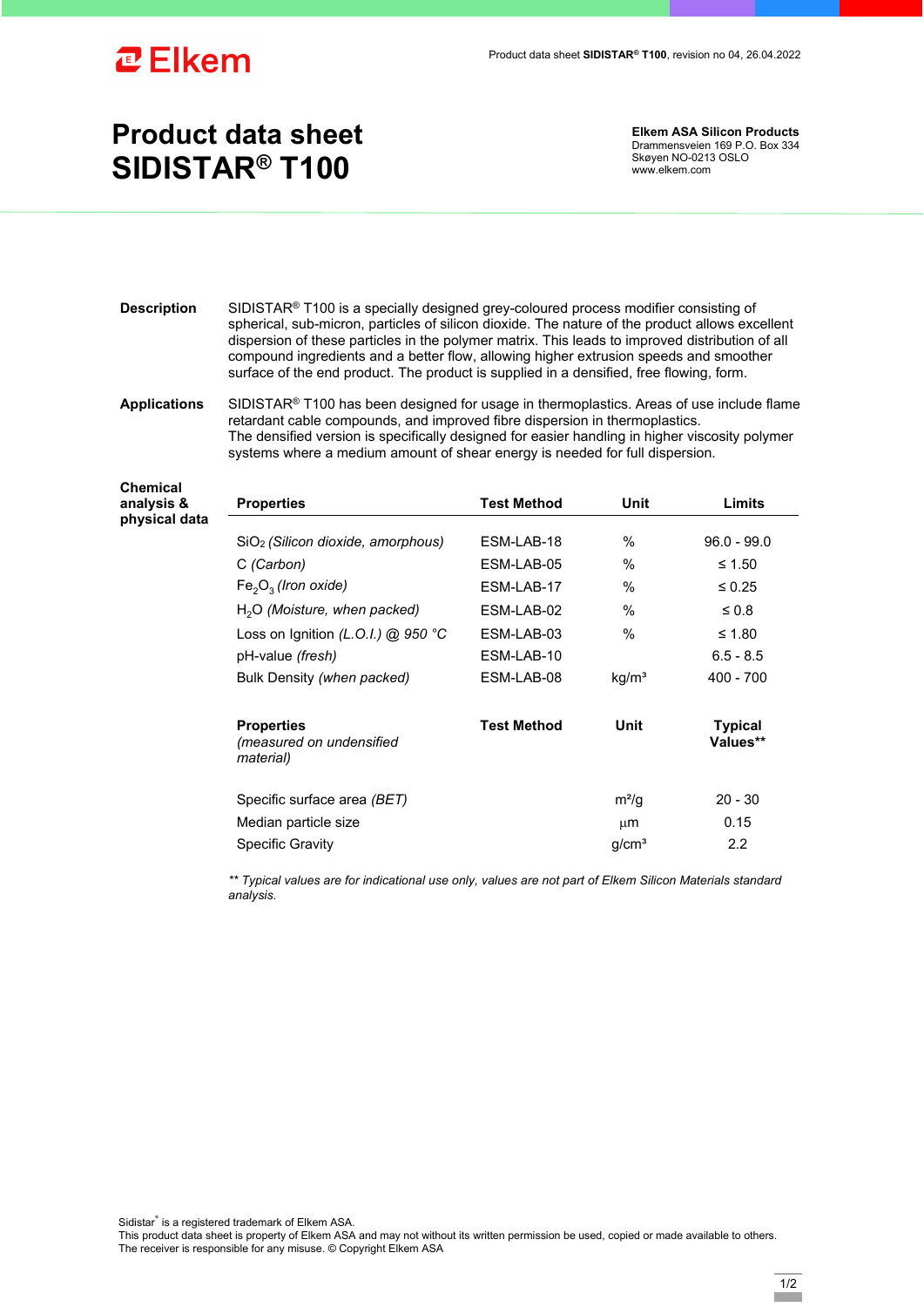Elkem

Product data sheet **SIDISTAR® T100**, revision no 04, 26.04.2022

# Product data sheet SIDISTAR® T100

**Elkem ASA Silicon Products**
Drammensveien 169 P.O. Box 334
Skøyen NO-0213 OSLO
www.elkem.com

**Description**

SIDISTAR® T100 is a specially designed grey-coloured process modifier consisting of spherical, sub-micron, particles of silicon dioxide. The nature of the product allows excellent dispersion of these particles in the polymer matrix. This leads to improved distribution of all compound ingredients and a better flow, allowing higher extrusion speeds and smoother surface of the end product. The product is supplied in a densified, free flowing, form.

**Applications**

SIDISTAR® T100 has been designed for usage in thermoplastics. Areas of use include flame retardant cable compounds, and improved fibre dispersion in thermoplastics.
The densified version is specifically designed for easier handling in higher viscosity polymer systems where a medium amount of shear energy is needed for full dispersion.

**Chemical analysis & physical data**

| Properties | Test Method | Unit | Limits |
|---|---|---|---|
| $SiO_2$ *(Silicon dioxide, amorphous)* | ESM-LAB-18 | % | 96.0 - 99.0 |
| C *(Carbon)* | ESM-LAB-05 | % | ≤ 1.50 |
| $Fe_2O_3$ *(Iron oxide)* | ESM-LAB-17 | % | ≤ 0.25 |
| $H_2O$ *(Moisture, when packed)* | ESM-LAB-02 | % | ≤ 0.8 |
| Loss on Ignition *(L.O.I.) @ 950 °C* | ESM-LAB-03 | % | ≤ 1.80 |
| pH-value *(fresh)* | ESM-LAB-10 | | 6.5 - 8.5 |
| Bulk Density *(when packed)* | ESM-LAB-08 | kg/m³ | 400 - 700 |

| Properties *(measured on undensified material)* | Test Method | Unit | Typical Values** |
|---|---|---|---|
| Specific surface area *(BET)* | | m²/g | 20 - 30 |
| Median particle size | | µm | 0.15 |
| Specific Gravity | | g/cm³ | 2.2 |

*** Typical values are for indicational use only, values are not part of Elkem Silicon Materials standard analysis.*

Sidistar® is a registered trademark of Elkem ASA.
This product data sheet is property of Elkem ASA and may not without its written permission be used, copied or made available to others.
The receiver is responsible for any misuse. © Copyright Elkem ASA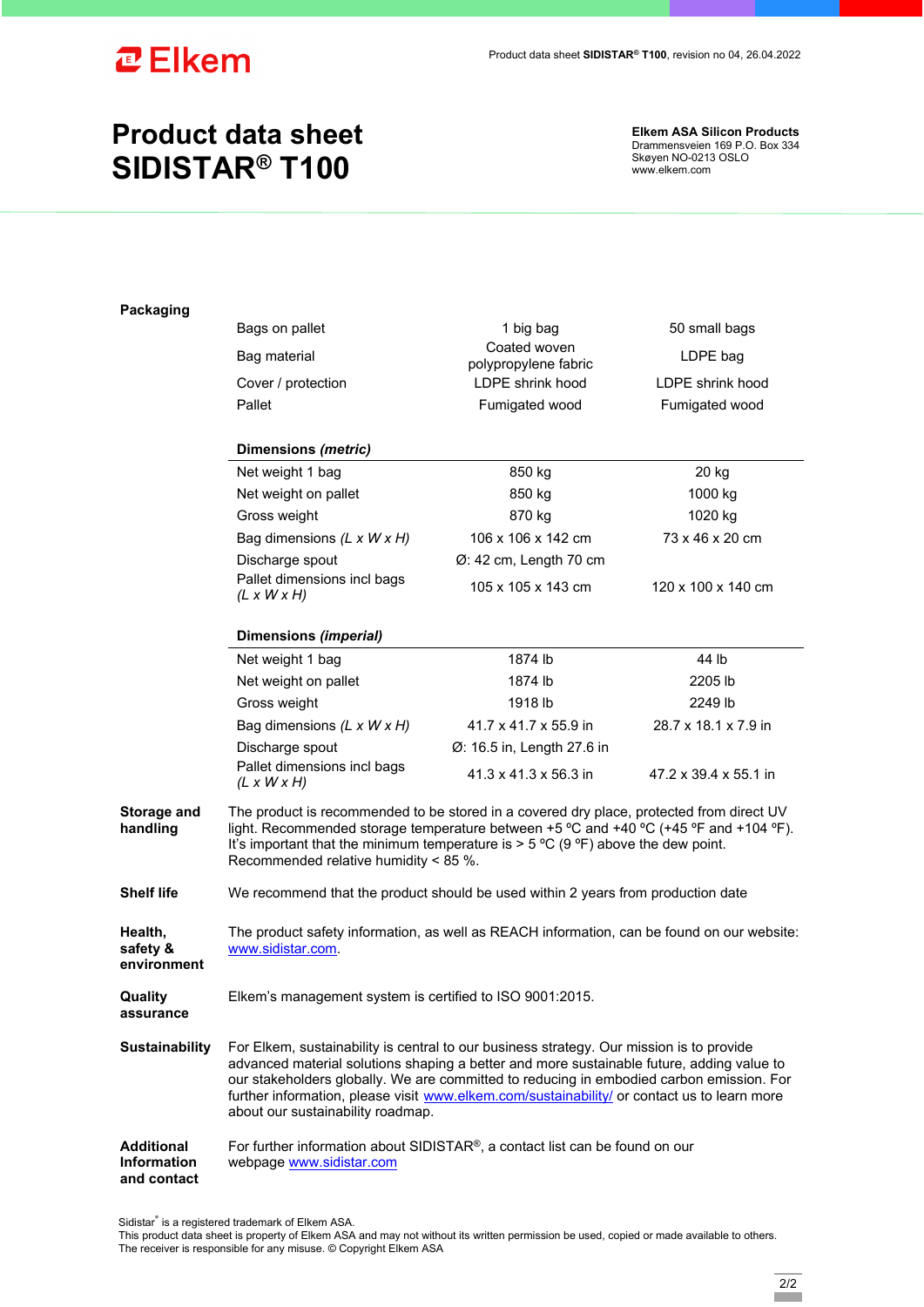## Packaging

| | | |
|---|---|---|
| Bags on pallet | 1 big bag | 50 small bags |
| Bag material | Coated woven polypropylene fabric | LDPE bag |
| Cover / protection | LDPE shrink hood | LDPE shrink hood |
| Pallet | Fumigated wood | Fumigated wood |

| **Dimensions *(metric)*** | | |
|---|---|---|
| Net weight 1 bag | 850 kg | 20 kg |
| Net weight on pallet | 850 kg | 1000 kg |
| Gross weight | 870 kg | 1020 kg |
| Bag dimensions *(L x W x H)* | 106 x 106 x 142 cm | 73 x 46 x 20 cm |
| Discharge spout | Ø: 42 cm, Length 70 cm | |
| Pallet dimensions incl bags *(L x W x H)* | 105 x 105 x 143 cm | 120 x 100 x 140 cm |

| **Dimensions *(imperial)*** | | |
|---|---|---|
| Net weight 1 bag | 1874 lb | 44 lb |
| Net weight on pallet | 1874 lb | 2205 lb |
| Gross weight | 1918 lb | 2249 lb |
| Bag dimensions *(L x W x H)* | 41.7 x 41.7 x 55.9 in | 28.7 x 18.1 x 7.9 in |
| Discharge spout | Ø: 16.5 in, Length 27.6 in | |
| Pallet dimensions incl bags *(L x W x H)* | 41.3 x 41.3 x 56.3 in | 47.2 x 39.4 x 55.1 in |

## Storage and handling

The product is recommended to be stored in a covered dry place, protected from direct UV light. Recommended storage temperature between +5 ºC and +40 ºC (+45 ºF and +104 ºF). It's important that the minimum temperature is > 5 ºC (9 ºF) above the dew point. Recommended relative humidity < 85 %.

## Shelf life

We recommend that the product should be used within 2 years from production date

## Health, safety & environment

The product safety information, as well as REACH information, can be found on our website: www.sidistar.com.

## Quality assurance

Elkem's management system is certified to ISO 9001:2015.

## Sustainability

For Elkem, sustainability is central to our business strategy. Our mission is to provide advanced material solutions shaping a better and more sustainable future, adding value to our stakeholders globally. We are committed to reducing in embodied carbon emission. For further information, please visit www.elkem.com/sustainability/ or contact us to learn more about our sustainability roadmap.

## Additional Information and contact

For further information about SIDISTAR®, a contact list can be found on our webpage www.sidistar.com

Sidistar® is a registered trademark of Elkem ASA.
This product data sheet is property of Elkem ASA and may not without its written permission be used, copied or made available to others. The receiver is responsible for any misuse. © Copyright Elkem ASA